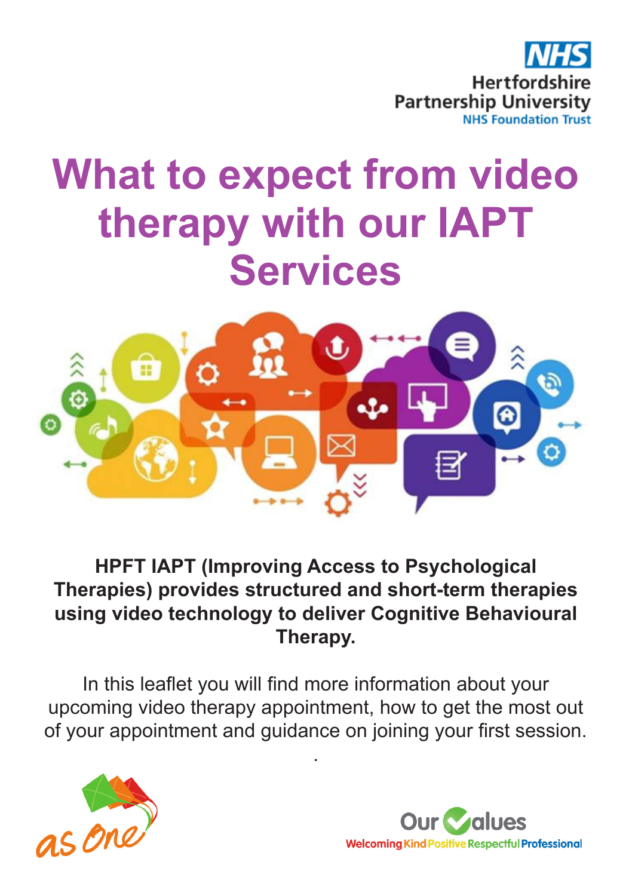NHS
Hertfordshire
Partnership University
NHS Foundation Trust

# What to expect from video therapy with our IAPT Services

**HPFT IAPT (Improving Access to Psychological Therapies) provides structured and short-term therapies using video technology to deliver Cognitive Behavioural Therapy.**

In this leaflet you will find more information about your upcoming video therapy appointment, how to get the most out of your appointment and guidance on joining your first session.

as One

Our Values
Welcoming Kind Positive Respectful Professional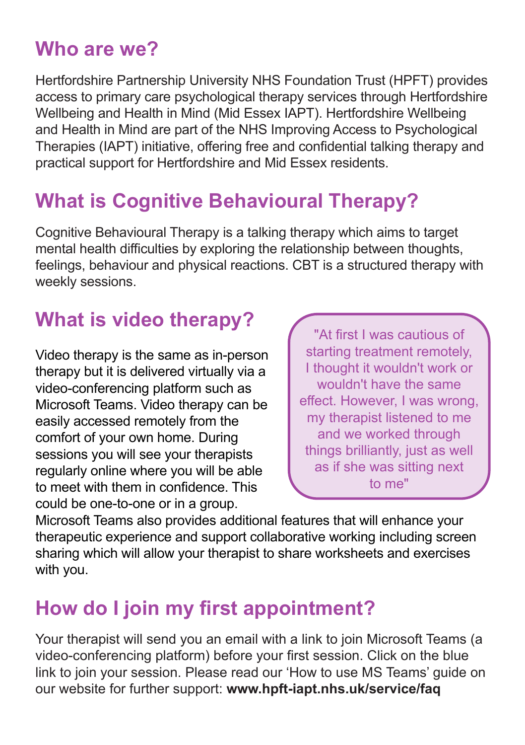## Who are we?

Hertfordshire Partnership University NHS Foundation Trust (HPFT) provides access to primary care psychological therapy services through Hertfordshire Wellbeing and Health in Mind (Mid Essex IAPT). Hertfordshire Wellbeing and Health in Mind are part of the NHS Improving Access to Psychological Therapies (IAPT) initiative, offering free and confidential talking therapy and practical support for Hertfordshire and Mid Essex residents.

## What is Cognitive Behavioural Therapy?

Cognitive Behavioural Therapy is a talking therapy which aims to target mental health difficulties by exploring the relationship between thoughts, feelings, behaviour and physical reactions. CBT is a structured therapy with weekly sessions.

## What is video therapy?

Video therapy is the same as in-person therapy but it is delivered virtually via a video-conferencing platform such as Microsoft Teams. Video therapy can be easily accessed remotely from the comfort of your own home. During sessions you will see your therapists regularly online where you will be able to meet with them in confidence. This could be one-to-one or in a group. Microsoft Teams also provides additional features that will enhance your therapeutic experience and support collaborative working including screen sharing which will allow your therapist to share worksheets and exercises with you.

> "At first I was cautious of starting treatment remotely, I thought it wouldn't work or wouldn't have the same effect. However, I was wrong, my therapist listened to me and we worked through things brilliantly, just as well as if she was sitting next to me"

## How do I join my first appointment?

Your therapist will send you an email with a link to join Microsoft Teams (a video-conferencing platform) before your first session. Click on the blue link to join your session. Please read our 'How to use MS Teams' guide on our website for further support: **www.hpft-iapt.nhs.uk/service/faq**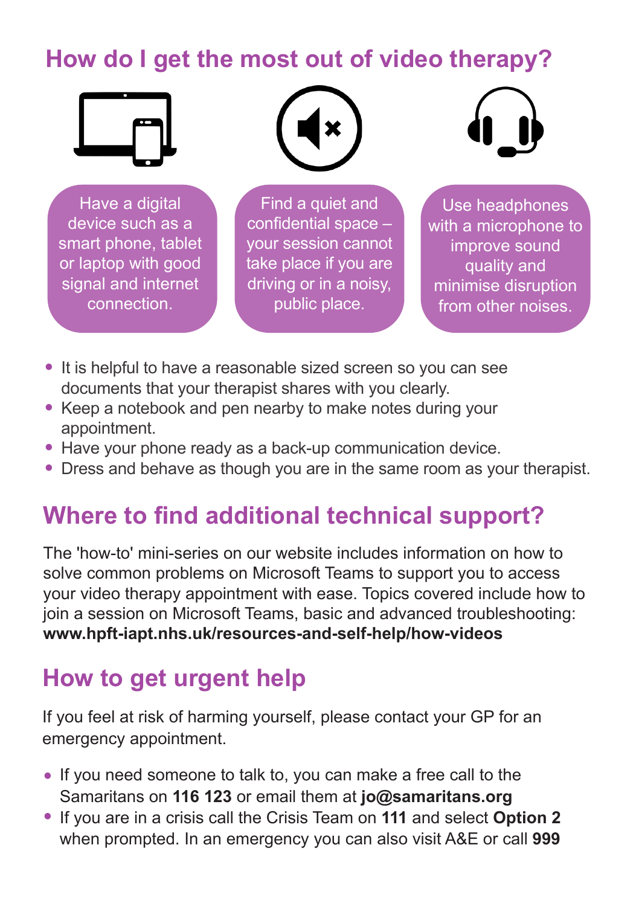## How do I get the most out of video therapy?

Have a digital device such as a smart phone, tablet or laptop with good signal and internet connection.

Find a quiet and confidential space – your session cannot take place if you are driving or in a noisy, public place.

Use headphones with a microphone to improve sound quality and minimise disruption from other noises.

- It is helpful to have a reasonable sized screen so you can see documents that your therapist shares with you clearly.
- Keep a notebook and pen nearby to make notes during your appointment.
- Have your phone ready as a back-up communication device.
- Dress and behave as though you are in the same room as your therapist.

## Where to find additional technical support?

The 'how-to' mini-series on our website includes information on how to solve common problems on Microsoft Teams to support you to access your video therapy appointment with ease. Topics covered include how to join a session on Microsoft Teams, basic and advanced troubleshooting: **www.hpft-iapt.nhs.uk/resources-and-self-help/how-videos**

## How to get urgent help

If you feel at risk of harming yourself, please contact your GP for an emergency appointment.

- If you need someone to talk to, you can make a free call to the Samaritans on **116 123** or email them at **jo@samaritans.org**
- If you are in a crisis call the Crisis Team on **111** and select **Option 2** when prompted. In an emergency you can also visit A&E or call **999**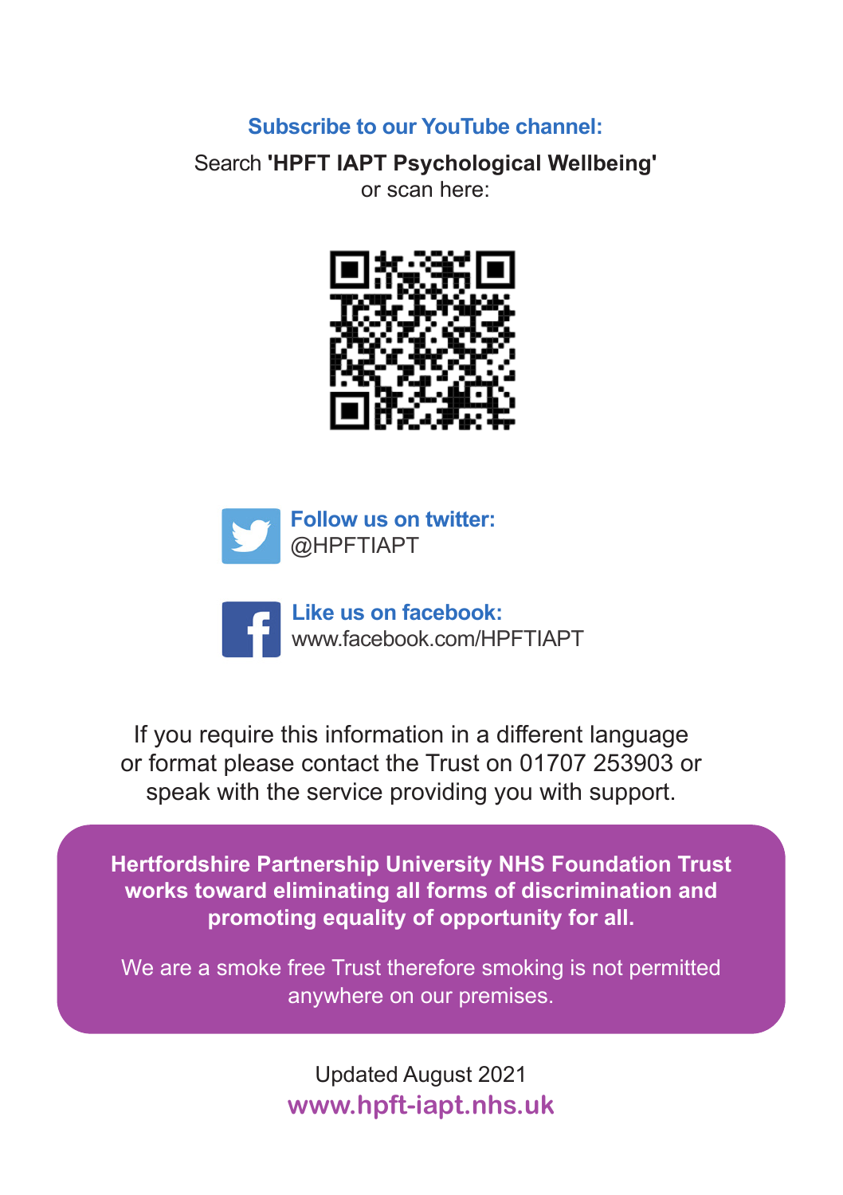**Subscribe to our YouTube channel:**

Search **'HPFT IAPT Psychological Wellbeing'** or scan here:

**Follow us on twitter:**
@HPFTIAPT

**Like us on facebook:**
www.facebook.com/HPFTIAPT

If you require this information in a different language or format please contact the Trust on 01707 253903 or speak with the service providing you with support.

**Hertfordshire Partnership University NHS Foundation Trust works toward eliminating all forms of discrimination and promoting equality of opportunity for all.**

We are a smoke free Trust therefore smoking is not permitted anywhere on our premises.

Updated August 2021

**www.hpft-iapt.nhs.uk**